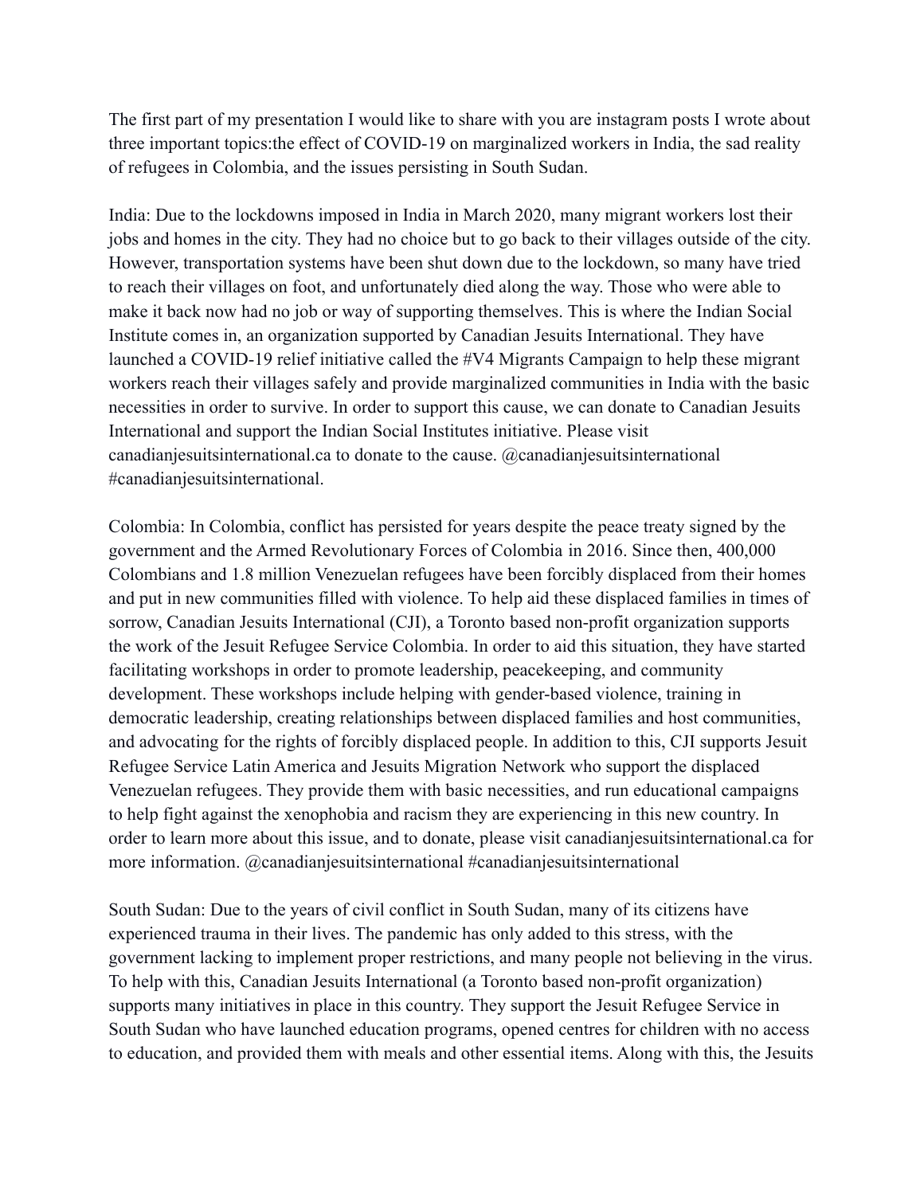The first part of my presentation I would like to share with you are instagram posts I wrote about three important topics:the effect of COVID-19 on marginalized workers in India, the sad reality of refugees in Colombia, and the issues persisting in South Sudan.

India: Due to the lockdowns imposed in India in March 2020, many migrant workers lost their jobs and homes in the city. They had no choice but to go back to their villages outside of the city. However, transportation systems have been shut down due to the lockdown, so many have tried to reach their villages on foot, and unfortunately died along the way. Those who were able to make it back now had no job or way of supporting themselves. This is where the Indian Social Institute comes in, an organization supported by Canadian Jesuits International. They have launched a COVID-19 relief initiative called the #V4 Migrants Campaign to help these migrant workers reach their villages safely and provide marginalized communities in India with the basic necessities in order to survive. In order to support this cause, we can donate to Canadian Jesuits International and support the Indian Social Institutes initiative. Please visit canadianjesuitsinternational.ca to donate to the cause. @canadianjesuitsinternational #canadianjesuitsinternational.

Colombia: In Colombia, conflict has persisted for years despite the peace treaty signed by the government and the Armed Revolutionary Forces of Colombia in 2016. Since then, 400,000 Colombians and 1.8 million Venezuelan refugees have been forcibly displaced from their homes and put in new communities filled with violence. To help aid these displaced families in times of sorrow, Canadian Jesuits International (CJI), a Toronto based non-profit organization supports the work of the Jesuit Refugee Service Colombia. In order to aid this situation, they have started facilitating workshops in order to promote leadership, peacekeeping, and community development. These workshops include helping with gender-based violence, training in democratic leadership, creating relationships between displaced families and host communities, and advocating for the rights of forcibly displaced people. In addition to this, CJI supports Jesuit Refugee Service Latin America and Jesuits Migration Network who support the displaced Venezuelan refugees. They provide them with basic necessities, and run educational campaigns to help fight against the xenophobia and racism they are experiencing in this new country. In order to learn more about this issue, and to donate, please visit canadianjesuitsinternational.ca for more information. @canadianjesuitsinternational #canadianjesuitsinternational

South Sudan: Due to the years of civil conflict in South Sudan, many of its citizens have experienced trauma in their lives. The pandemic has only added to this stress, with the government lacking to implement proper restrictions, and many people not believing in the virus. To help with this, Canadian Jesuits International (a Toronto based non-profit organization) supports many initiatives in place in this country. They support the Jesuit Refugee Service in South Sudan who have launched education programs, opened centres for children with no access to education, and provided them with meals and other essential items. Along with this, the Jesuits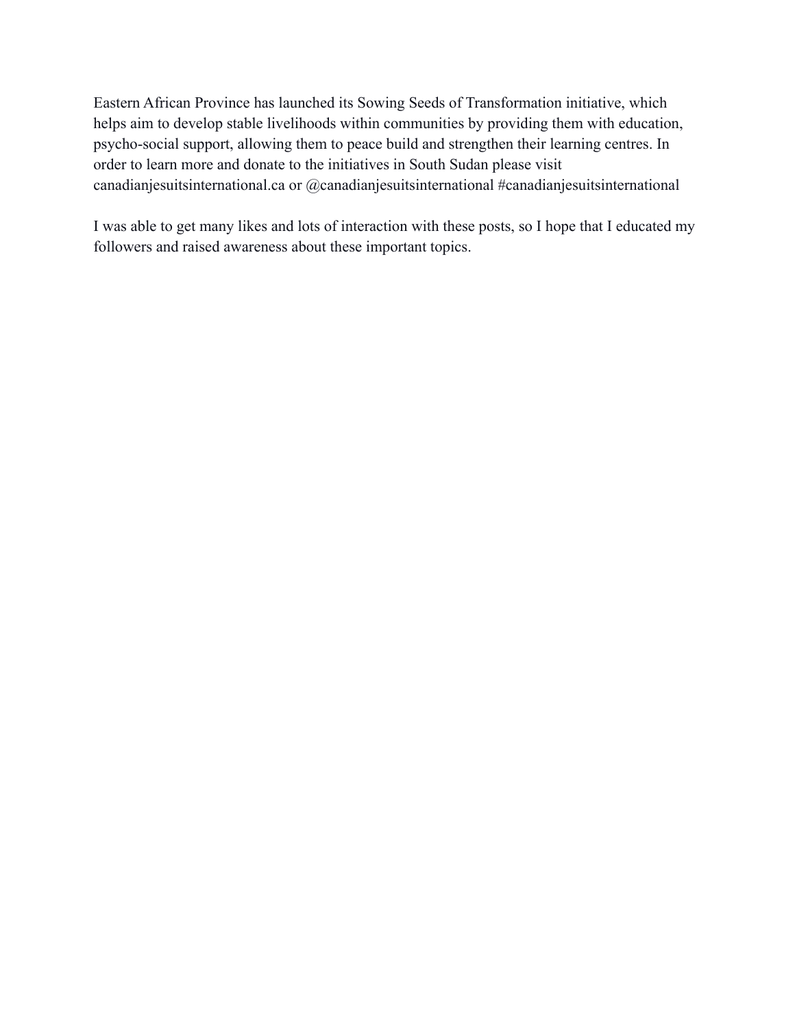Eastern African Province has launched its Sowing Seeds of Transformation initiative, which helps aim to develop stable livelihoods within communities by providing them with education, psycho-social support, allowing them to peace build and strengthen their learning centres. In order to learn more and donate to the initiatives in South Sudan please visit canadianjesuitsinternational.ca or @canadianjesuitsinternational #canadianjesuitsinternational

I was able to get many likes and lots of interaction with these posts, so I hope that I educated my followers and raised awareness about these important topics.